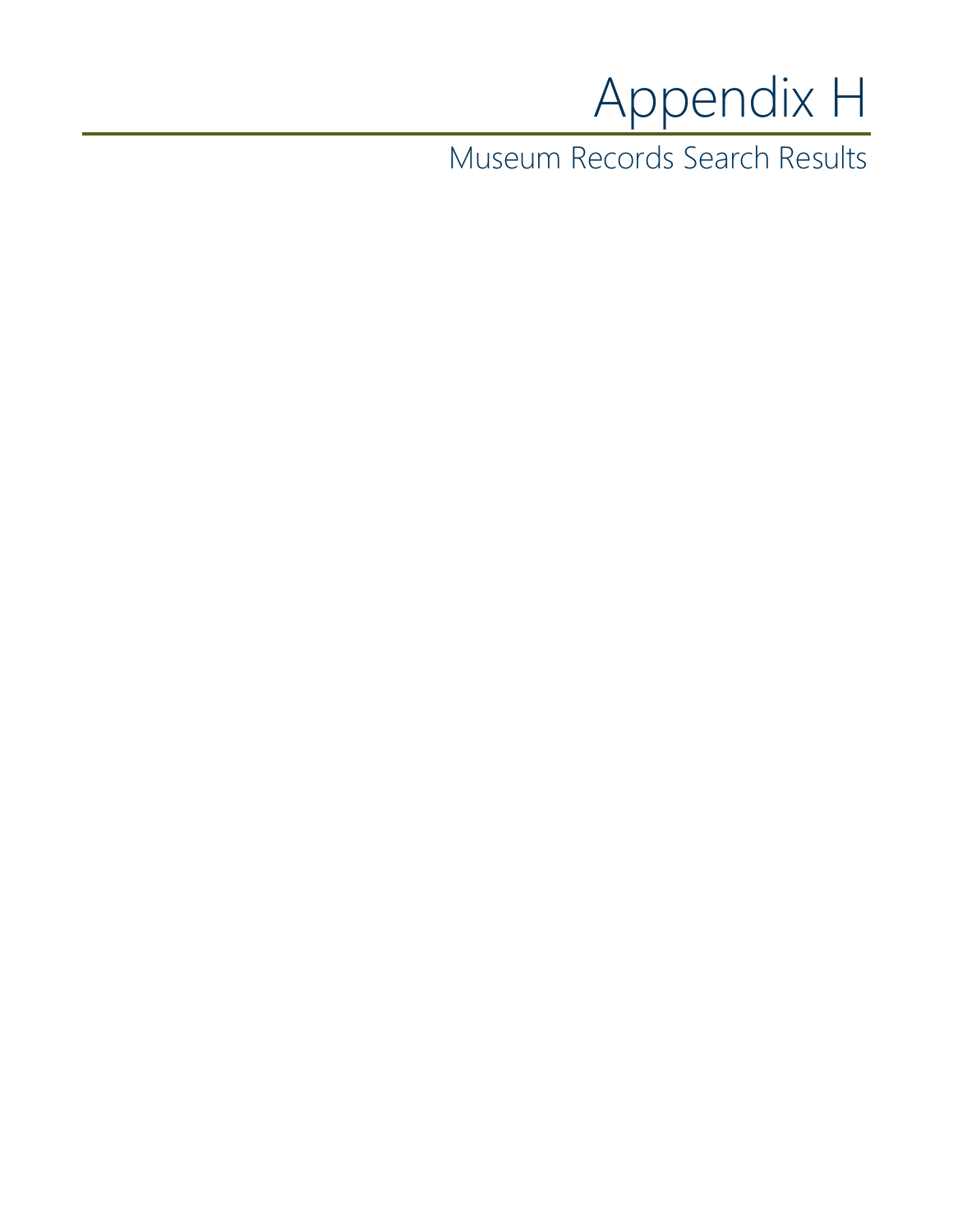# Appendix H

## Museum Records Search Results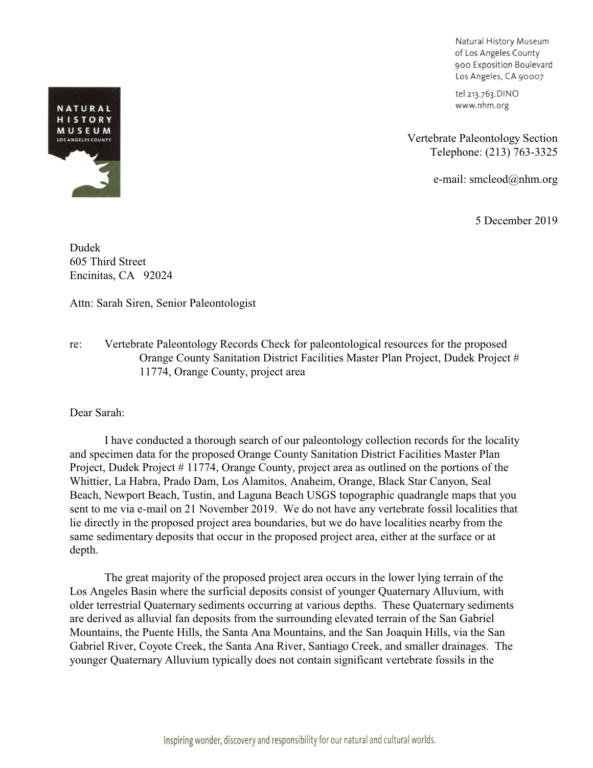Natural History Museum
of Los Angeles County
900 Exposition Boulevard
Los Angeles, CA 90007

tel 213.763.DINO
www.nhm.org

Vertebrate Paleontology Section
Telephone: (213) 763-3325

e-mail: smcleod@nhm.org

5 December 2019

Dudek
605 Third Street
Encinitas, CA 92024

Attn: Sarah Siren, Senior Paleontologist

re: Vertebrate Paleontology Records Check for paleontological resources for the proposed Orange County Sanitation District Facilities Master Plan Project, Dudek Project # 11774, Orange County, project area

Dear Sarah:

I have conducted a thorough search of our paleontology collection records for the locality and specimen data for the proposed Orange County Sanitation District Facilities Master Plan Project, Dudek Project # 11774, Orange County, project area as outlined on the portions of the Whittier, La Habra, Prado Dam, Los Alamitos, Anaheim, Orange, Black Star Canyon, Seal Beach, Newport Beach, Tustin, and Laguna Beach USGS topographic quadrangle maps that you sent to me via e-mail on 21 November 2019. We do not have any vertebrate fossil localities that lie directly in the proposed project area boundaries, but we do have localities nearby from the same sedimentary deposits that occur in the proposed project area, either at the surface or at depth.

The great majority of the proposed project area occurs in the lower lying terrain of the Los Angeles Basin where the surficial deposits consist of younger Quaternary Alluvium, with older terrestrial Quaternary sediments occurring at various depths. These Quaternary sediments are derived as alluvial fan deposits from the surrounding elevated terrain of the San Gabriel Mountains, the Puente Hills, the Santa Ana Mountains, and the San Joaquin Hills, via the San Gabriel River, Coyote Creek, the Santa Ana River, Santiago Creek, and smaller drainages. The younger Quaternary Alluvium typically does not contain significant vertebrate fossils in the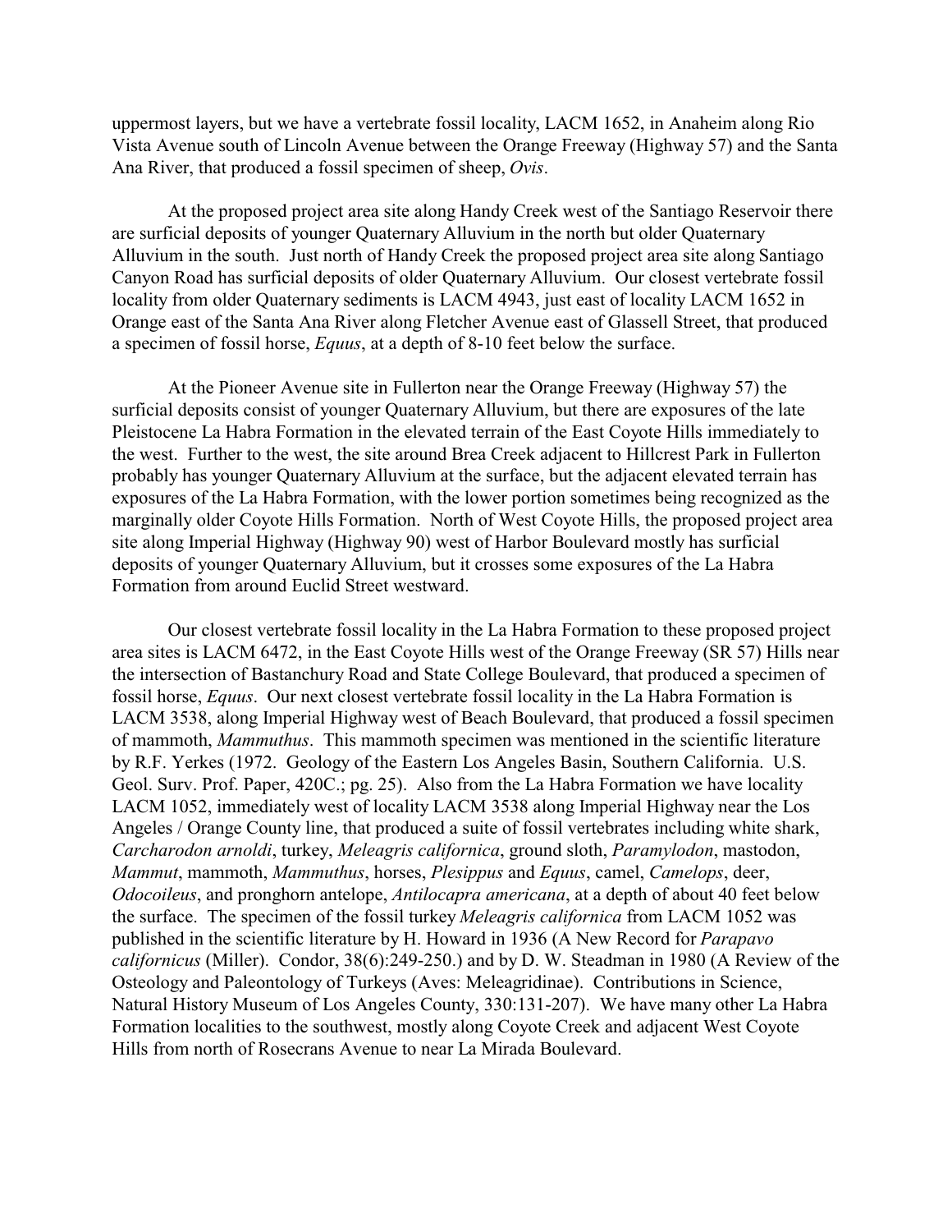uppermost layers, but we have a vertebrate fossil locality, LACM 1652, in Anaheim along Rio Vista Avenue south of Lincoln Avenue between the Orange Freeway (Highway 57) and the Santa Ana River, that produced a fossil specimen of sheep, *Ovis*.

At the proposed project area site along Handy Creek west of the Santiago Reservoir there are surficial deposits of younger Quaternary Alluvium in the north but older Quaternary Alluvium in the south. Just north of Handy Creek the proposed project area site along Santiago Canyon Road has surficial deposits of older Quaternary Alluvium. Our closest vertebrate fossil locality from older Quaternary sediments is LACM 4943, just east of locality LACM 1652 in Orange east of the Santa Ana River along Fletcher Avenue east of Glassell Street, that produced a specimen of fossil horse, *Equus*, at a depth of 8-10 feet below the surface.

At the Pioneer Avenue site in Fullerton near the Orange Freeway (Highway 57) the surficial deposits consist of younger Quaternary Alluvium, but there are exposures of the late Pleistocene La Habra Formation in the elevated terrain of the East Coyote Hills immediately to the west. Further to the west, the site around Brea Creek adjacent to Hillcrest Park in Fullerton probably has younger Quaternary Alluvium at the surface, but the adjacent elevated terrain has exposures of the La Habra Formation, with the lower portion sometimes being recognized as the marginally older Coyote Hills Formation. North of West Coyote Hills, the proposed project area site along Imperial Highway (Highway 90) west of Harbor Boulevard mostly has surficial deposits of younger Quaternary Alluvium, but it crosses some exposures of the La Habra Formation from around Euclid Street westward.

Our closest vertebrate fossil locality in the La Habra Formation to these proposed project area sites is LACM 6472, in the East Coyote Hills west of the Orange Freeway (SR 57) Hills near the intersection of Bastanchury Road and State College Boulevard, that produced a specimen of fossil horse, *Equus*. Our next closest vertebrate fossil locality in the La Habra Formation is LACM 3538, along Imperial Highway west of Beach Boulevard, that produced a fossil specimen of mammoth, *Mammuthus*. This mammoth specimen was mentioned in the scientific literature by R.F. Yerkes (1972. Geology of the Eastern Los Angeles Basin, Southern California. U.S. Geol. Surv. Prof. Paper, 420C.; pg. 25). Also from the La Habra Formation we have locality LACM 1052, immediately west of locality LACM 3538 along Imperial Highway near the Los Angeles / Orange County line, that produced a suite of fossil vertebrates including white shark, *Carcharodon arnoldi*, turkey, *Meleagris californica*, ground sloth, *Paramylodon*, mastodon, *Mammut*, mammoth, *Mammuthus*, horses, *Plesippus* and *Equus*, camel, *Camelops*, deer, *Odocoileus*, and pronghorn antelope, *Antilocapra americana*, at a depth of about 40 feet below the surface. The specimen of the fossil turkey *Meleagris californica* from LACM 1052 was published in the scientific literature by H. Howard in 1936 (A New Record for *Parapavo californicus* (Miller). Condor, 38(6):249-250.) and by D. W. Steadman in 1980 (A Review of the Osteology and Paleontology of Turkeys (Aves: Meleagridinae). Contributions in Science, Natural History Museum of Los Angeles County, 330:131-207). We have many other La Habra Formation localities to the southwest, mostly along Coyote Creek and adjacent West Coyote Hills from north of Rosecrans Avenue to near La Mirada Boulevard.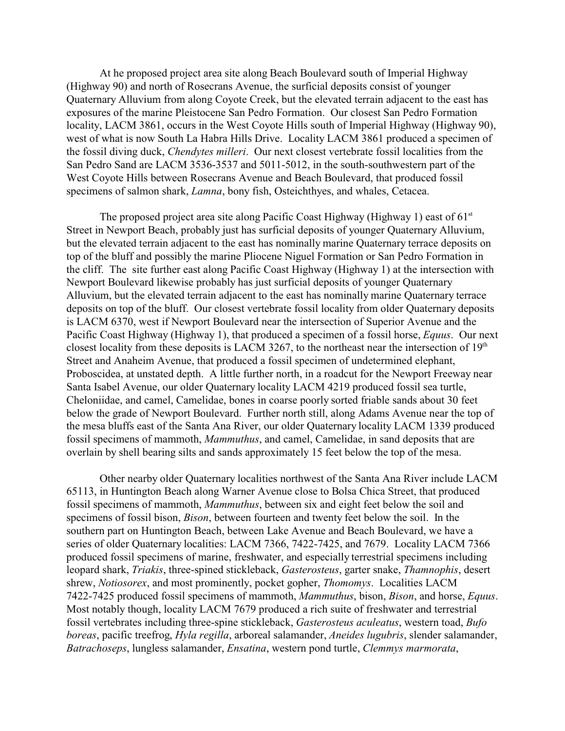At he proposed project area site along Beach Boulevard south of Imperial Highway (Highway 90) and north of Rosecrans Avenue, the surficial deposits consist of younger Quaternary Alluvium from along Coyote Creek, but the elevated terrain adjacent to the east has exposures of the marine Pleistocene San Pedro Formation. Our closest San Pedro Formation locality, LACM 3861, occurs in the West Coyote Hills south of Imperial Highway (Highway 90), west of what is now South La Habra Hills Drive. Locality LACM 3861 produced a specimen of the fossil diving duck, *Chendytes milleri*. Our next closest vertebrate fossil localities from the San Pedro Sand are LACM 3536-3537 and 5011-5012, in the south-southwestern part of the West Coyote Hills between Rosecrans Avenue and Beach Boulevard, that produced fossil specimens of salmon shark, *Lamna*, bony fish, Osteichthyes, and whales, Cetacea.

The proposed project area site along Pacific Coast Highway (Highway 1) east of 61st Street in Newport Beach, probably just has surficial deposits of younger Quaternary Alluvium, but the elevated terrain adjacent to the east has nominally marine Quaternary terrace deposits on top of the bluff and possibly the marine Pliocene Niguel Formation or San Pedro Formation in the cliff. The site further east along Pacific Coast Highway (Highway 1) at the intersection with Newport Boulevard likewise probably has just surficial deposits of younger Quaternary Alluvium, but the elevated terrain adjacent to the east has nominally marine Quaternary terrace deposits on top of the bluff. Our closest vertebrate fossil locality from older Quaternary deposits is LACM 6370, west if Newport Boulevard near the intersection of Superior Avenue and the Pacific Coast Highway (Highway 1), that produced a specimen of a fossil horse, *Equus*. Our next closest locality from these deposits is LACM 3267, to the northeast near the intersection of 19th Street and Anaheim Avenue, that produced a fossil specimen of undetermined elephant, Proboscidea, at unstated depth. A little further north, in a roadcut for the Newport Freeway near Santa Isabel Avenue, our older Quaternary locality LACM 4219 produced fossil sea turtle, Cheloniidae, and camel, Camelidae, bones in coarse poorly sorted friable sands about 30 feet below the grade of Newport Boulevard. Further north still, along Adams Avenue near the top of the mesa bluffs east of the Santa Ana River, our older Quaternary locality LACM 1339 produced fossil specimens of mammoth, *Mammuthus*, and camel, Camelidae, in sand deposits that are overlain by shell bearing silts and sands approximately 15 feet below the top of the mesa.

Other nearby older Quaternary localities northwest of the Santa Ana River include LACM 65113, in Huntington Beach along Warner Avenue close to Bolsa Chica Street, that produced fossil specimens of mammoth, *Mammuthus*, between six and eight feet below the soil and specimens of fossil bison, *Bison*, between fourteen and twenty feet below the soil. In the southern part on Huntington Beach, between Lake Avenue and Beach Boulevard, we have a series of older Quaternary localities: LACM 7366, 7422-7425, and 7679. Locality LACM 7366 produced fossil specimens of marine, freshwater, and especially terrestrial specimens including leopard shark, *Triakis*, three-spined stickleback, *Gasterosteus*, garter snake, *Thamnophis*, desert shrew, *Notiosorex*, and most prominently, pocket gopher, *Thomomys*. Localities LACM 7422-7425 produced fossil specimens of mammoth, *Mammuthus*, bison, *Bison*, and horse, *Equus*. Most notably though, locality LACM 7679 produced a rich suite of freshwater and terrestrial fossil vertebrates including three-spine stickleback, *Gasterosteus aculeatus*, western toad, *Bufo boreas*, pacific treefrog, *Hyla regilla*, arboreal salamander, *Aneides lugubris*, slender salamander, *Batrachoseps*, lungless salamander, *Ensatina*, western pond turtle, *Clemmys marmorata*,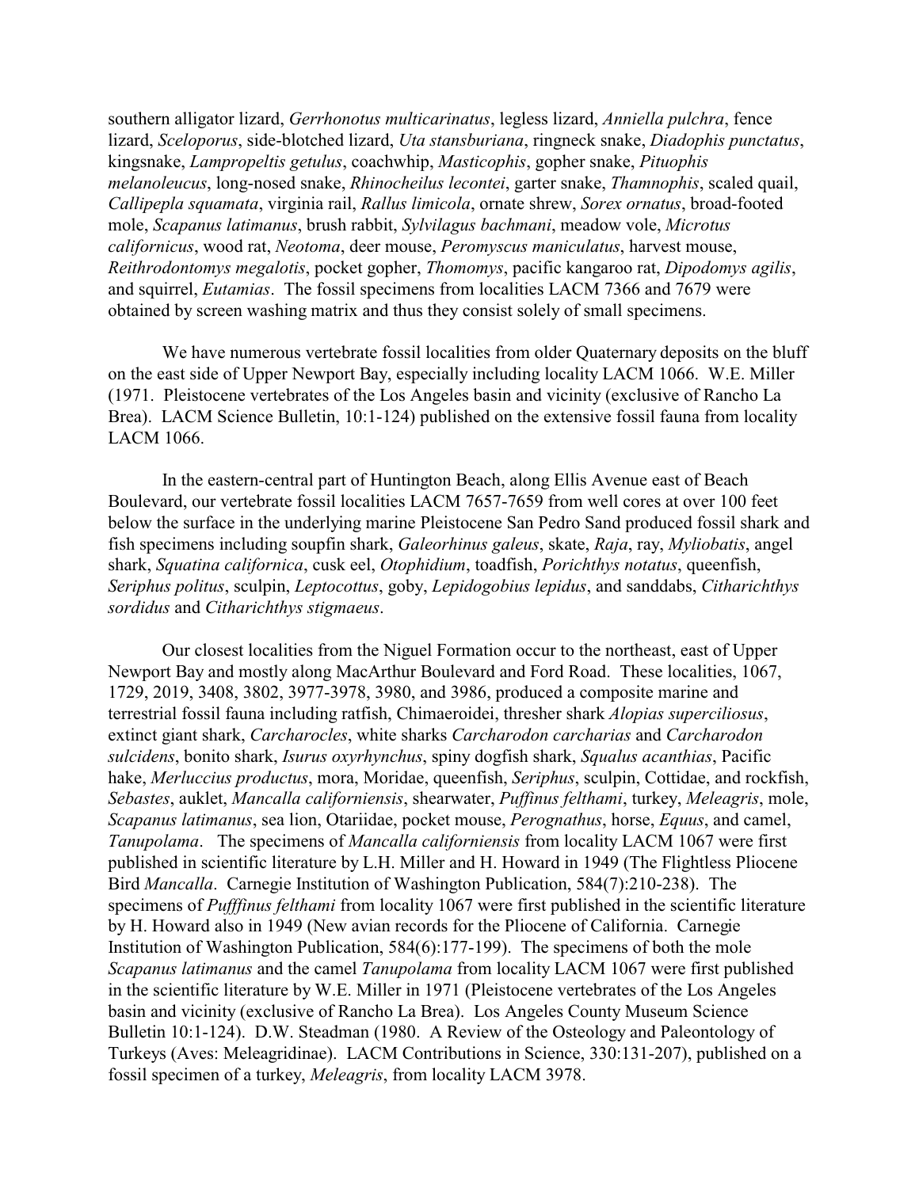southern alligator lizard, *Gerrhonotus multicarinatus*, legless lizard, *Anniella pulchra*, fence lizard, *Sceloporus*, side-blotched lizard, *Uta stansburiana*, ringneck snake, *Diadophis punctatus*, kingsnake, *Lampropeltis getulus*, coachwhip, *Masticophis*, gopher snake, *Pituophis melanoleucus*, long-nosed snake, *Rhinocheilus lecontei*, garter snake, *Thamnophis*, scaled quail, *Callipepla squamata*, virginia rail, *Rallus limicola*, ornate shrew, *Sorex ornatus*, broad-footed mole, *Scapanus latimanus*, brush rabbit, *Sylvilagus bachmani*, meadow vole, *Microtus californicus*, wood rat, *Neotoma*, deer mouse, *Peromyscus maniculatus*, harvest mouse, *Reithrodontomys megalotis*, pocket gopher, *Thomomys*, pacific kangaroo rat, *Dipodomys agilis*, and squirrel, *Eutamias*. The fossil specimens from localities LACM 7366 and 7679 were obtained by screen washing matrix and thus they consist solely of small specimens.

We have numerous vertebrate fossil localities from older Quaternary deposits on the bluff on the east side of Upper Newport Bay, especially including locality LACM 1066. W.E. Miller (1971. Pleistocene vertebrates of the Los Angeles basin and vicinity (exclusive of Rancho La Brea). LACM Science Bulletin, 10:1-124) published on the extensive fossil fauna from locality LACM 1066.

In the eastern-central part of Huntington Beach, along Ellis Avenue east of Beach Boulevard, our vertebrate fossil localities LACM 7657-7659 from well cores at over 100 feet below the surface in the underlying marine Pleistocene San Pedro Sand produced fossil shark and fish specimens including soupfin shark, *Galeorhinus galeus*, skate, *Raja*, ray, *Myliobatis*, angel shark, *Squatina californica*, cusk eel, *Otophidium*, toadfish, *Porichthys notatus*, queenfish, *Seriphus politus*, sculpin, *Leptocottus*, goby, *Lepidogobius lepidus*, and sanddabs, *Citharichthys sordidus* and *Citharichthys stigmaeus*.

Our closest localities from the Niguel Formation occur to the northeast, east of Upper Newport Bay and mostly along MacArthur Boulevard and Ford Road. These localities, 1067, 1729, 2019, 3408, 3802, 3977-3978, 3980, and 3986, produced a composite marine and terrestrial fossil fauna including ratfish, Chimaeroidei, thresher shark *Alopias superciliosus*, extinct giant shark, *Carcharocles*, white sharks *Carcharodon carcharias* and *Carcharodon sulcidens*, bonito shark, *Isurus oxyrhynchus*, spiny dogfish shark, *Squalus acanthias*, Pacific hake, *Merluccius productus*, mora, Moridae, queenfish, *Seriphus*, sculpin, Cottidae, and rockfish, *Sebastes*, auklet, *Mancalla californiensis*, shearwater, *Puffinus felthami*, turkey, *Meleagris*, mole, *Scapanus latimanus*, sea lion, Otariidae, pocket mouse, *Perognathus*, horse, *Equus*, and camel, *Tanupolama*. The specimens of *Mancalla californiensis* from locality LACM 1067 were first published in scientific literature by L.H. Miller and H. Howard in 1949 (The Flightless Pliocene Bird *Mancalla*. Carnegie Institution of Washington Publication, 584(7):210-238). The specimens of *Pufffinus felthami* from locality 1067 were first published in the scientific literature by H. Howard also in 1949 (New avian records for the Pliocene of California. Carnegie Institution of Washington Publication, 584(6):177-199). The specimens of both the mole *Scapanus latimanus* and the camel *Tanupolama* from locality LACM 1067 were first published in the scientific literature by W.E. Miller in 1971 (Pleistocene vertebrates of the Los Angeles basin and vicinity (exclusive of Rancho La Brea). Los Angeles County Museum Science Bulletin 10:1-124). D.W. Steadman (1980. A Review of the Osteology and Paleontology of Turkeys (Aves: Meleagridinae). LACM Contributions in Science, 330:131-207), published on a fossil specimen of a turkey, *Meleagris*, from locality LACM 3978.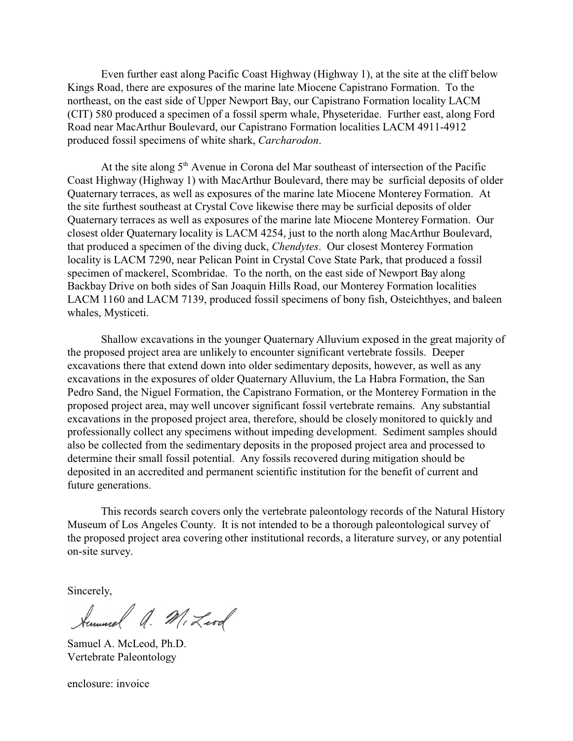Even further east along Pacific Coast Highway (Highway 1), at the site at the cliff below Kings Road, there are exposures of the marine late Miocene Capistrano Formation. To the northeast, on the east side of Upper Newport Bay, our Capistrano Formation locality LACM (CIT) 580 produced a specimen of a fossil sperm whale, Physeteridae. Further east, along Ford Road near MacArthur Boulevard, our Capistrano Formation localities LACM 4911-4912 produced fossil specimens of white shark, *Carcharodon*.

At the site along 5th Avenue in Corona del Mar southeast of intersection of the Pacific Coast Highway (Highway 1) with MacArthur Boulevard, there may be surficial deposits of older Quaternary terraces, as well as exposures of the marine late Miocene Monterey Formation. At the site furthest southeast at Crystal Cove likewise there may be surficial deposits of older Quaternary terraces as well as exposures of the marine late Miocene Monterey Formation. Our closest older Quaternary locality is LACM 4254, just to the north along MacArthur Boulevard, that produced a specimen of the diving duck, *Chendytes*. Our closest Monterey Formation locality is LACM 7290, near Pelican Point in Crystal Cove State Park, that produced a fossil specimen of mackerel, Scombridae. To the north, on the east side of Newport Bay along Backbay Drive on both sides of San Joaquin Hills Road, our Monterey Formation localities LACM 1160 and LACM 7139, produced fossil specimens of bony fish, Osteichthyes, and baleen whales, Mysticeti.

Shallow excavations in the younger Quaternary Alluvium exposed in the great majority of the proposed project area are unlikely to encounter significant vertebrate fossils. Deeper excavations there that extend down into older sedimentary deposits, however, as well as any excavations in the exposures of older Quaternary Alluvium, the La Habra Formation, the San Pedro Sand, the Niguel Formation, the Capistrano Formation, or the Monterey Formation in the proposed project area, may well uncover significant fossil vertebrate remains. Any substantial excavations in the proposed project area, therefore, should be closely monitored to quickly and professionally collect any specimens without impeding development. Sediment samples should also be collected from the sedimentary deposits in the proposed project area and processed to determine their small fossil potential. Any fossils recovered during mitigation should be deposited in an accredited and permanent scientific institution for the benefit of current and future generations.

This records search covers only the vertebrate paleontology records of the Natural History Museum of Los Angeles County. It is not intended to be a thorough paleontological survey of the proposed project area covering other institutional records, a literature survey, or any potential on-site survey.

Sincerely,

Samuel A. McLeod

Samuel A. McLeod, Ph.D.
Vertebrate Paleontology

enclosure: invoice